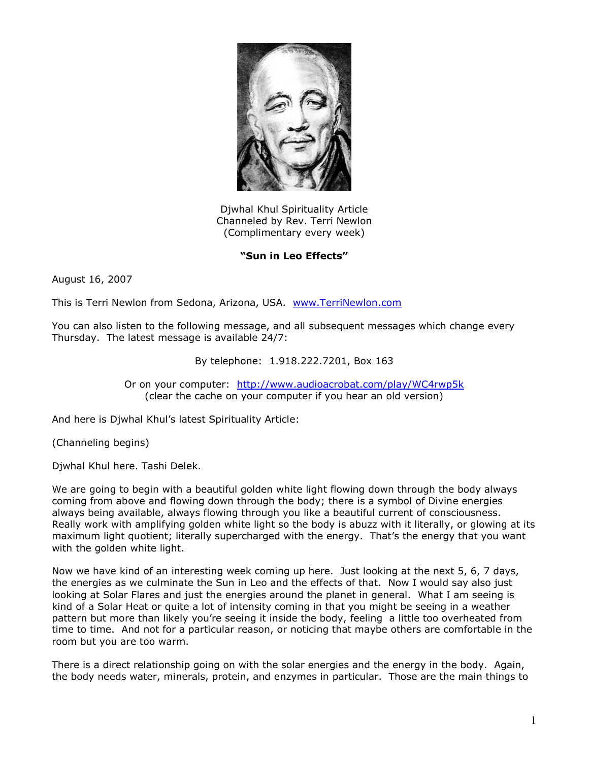Djwhal Khul Spirituality Article
Channeled by Rev. Terri Newlon
(Complimentary every week)

**"Sun in Leo Effects"**

August 16, 2007

This is Terri Newlon from Sedona, Arizona, USA. [www.TerriNewlon.com](http://www.TerriNewlon.com)

You can also listen to the following message, and all subsequent messages which change every Thursday. The latest message is available 24/7:

By telephone: 1.918.222.7201, Box 163

Or on your computer: [http://www.audioacrobat.com/play/WC4rwp5k](http://www.audioacrobat.com/play/WC4rwp5k)
(clear the cache on your computer if you hear an old version)

And here is Djwhal Khul's latest Spirituality Article:

(Channeling begins)

Djwhal Khul here. Tashi Delek.

We are going to begin with a beautiful golden white light flowing down through the body always coming from above and flowing down through the body; there is a symbol of Divine energies always being available, always flowing through you like a beautiful current of consciousness. Really work with amplifying golden white light so the body is abuzz with it literally, or glowing at its maximum light quotient; literally supercharged with the energy. That's the energy that you want with the golden white light.

Now we have kind of an interesting week coming up here. Just looking at the next 5, 6, 7 days, the energies as we culminate the Sun in Leo and the effects of that. Now I would say also just looking at Solar Flares and just the energies around the planet in general. What I am seeing is kind of a Solar Heat or quite a lot of intensity coming in that you might be seeing in a weather pattern but more than likely you're seeing it inside the body, feeling a little too overheated from time to time. And not for a particular reason, or noticing that maybe others are comfortable in the room but you are too warm.

There is a direct relationship going on with the solar energies and the energy in the body. Again, the body needs water, minerals, protein, and enzymes in particular. Those are the main things to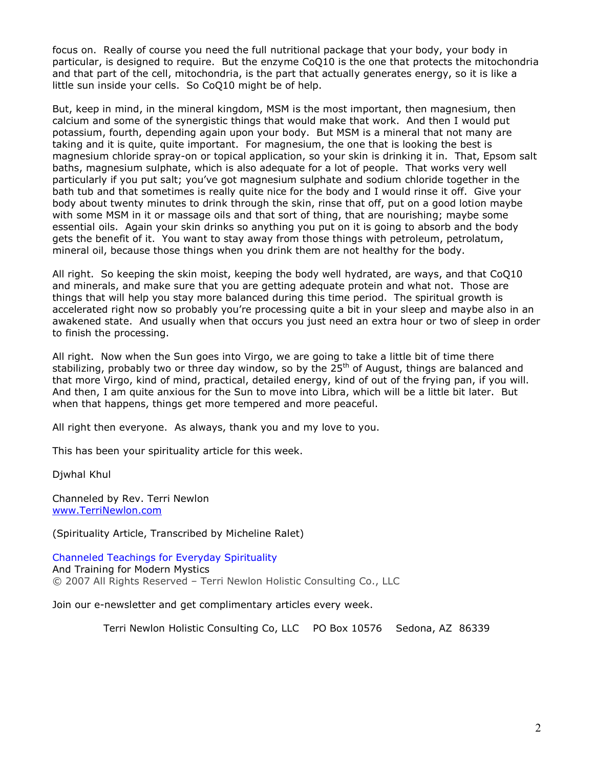focus on. Really of course you need the full nutritional package that your body, your body in particular, is designed to require. But the enzyme CoQ10 is the one that protects the mitochondria and that part of the cell, mitochondria, is the part that actually generates energy, so it is like a little sun inside your cells. So CoQ10 might be of help.

But, keep in mind, in the mineral kingdom, MSM is the most important, then magnesium, then calcium and some of the synergistic things that would make that work. And then I would put potassium, fourth, depending again upon your body. But MSM is a mineral that not many are taking and it is quite, quite important. For magnesium, the one that is looking the best is magnesium chloride spray-on or topical application, so your skin is drinking it in. That, Epsom salt baths, magnesium sulphate, which is also adequate for a lot of people. That works very well particularly if you put salt; you've got magnesium sulphate and sodium chloride together in the bath tub and that sometimes is really quite nice for the body and I would rinse it off. Give your body about twenty minutes to drink through the skin, rinse that off, put on a good lotion maybe with some MSM in it or massage oils and that sort of thing, that are nourishing; maybe some essential oils. Again your skin drinks so anything you put on it is going to absorb and the body gets the benefit of it. You want to stay away from those things with petroleum, petrolatum, mineral oil, because those things when you drink them are not healthy for the body.

All right. So keeping the skin moist, keeping the body well hydrated, are ways, and that CoQ10 and minerals, and make sure that you are getting adequate protein and what not. Those are things that will help you stay more balanced during this time period. The spiritual growth is accelerated right now so probably you're processing quite a bit in your sleep and maybe also in an awakened state. And usually when that occurs you just need an extra hour or two of sleep in order to finish the processing.

All right. Now when the Sun goes into Virgo, we are going to take a little bit of time there stabilizing, probably two or three day window, so by the 25th of August, things are balanced and that more Virgo, kind of mind, practical, detailed energy, kind of out of the frying pan, if you will. And then, I am quite anxious for the Sun to move into Libra, which will be a little bit later. But when that happens, things get more tempered and more peaceful.

All right then everyone. As always, thank you and my love to you.

This has been your spirituality article for this week.

Djwhal Khul

Channeled by Rev. Terri Newlon
www.TerriNewlon.com

(Spirituality Article, Transcribed by Micheline Ralet)

Channeled Teachings for Everyday Spirituality
And Training for Modern Mystics
© 2007 All Rights Reserved – Terri Newlon Holistic Consulting Co., LLC

Join our e-newsletter and get complimentary articles every week.

Terri Newlon Holistic Consulting Co, LLC PO Box 10576 Sedona, AZ 86339